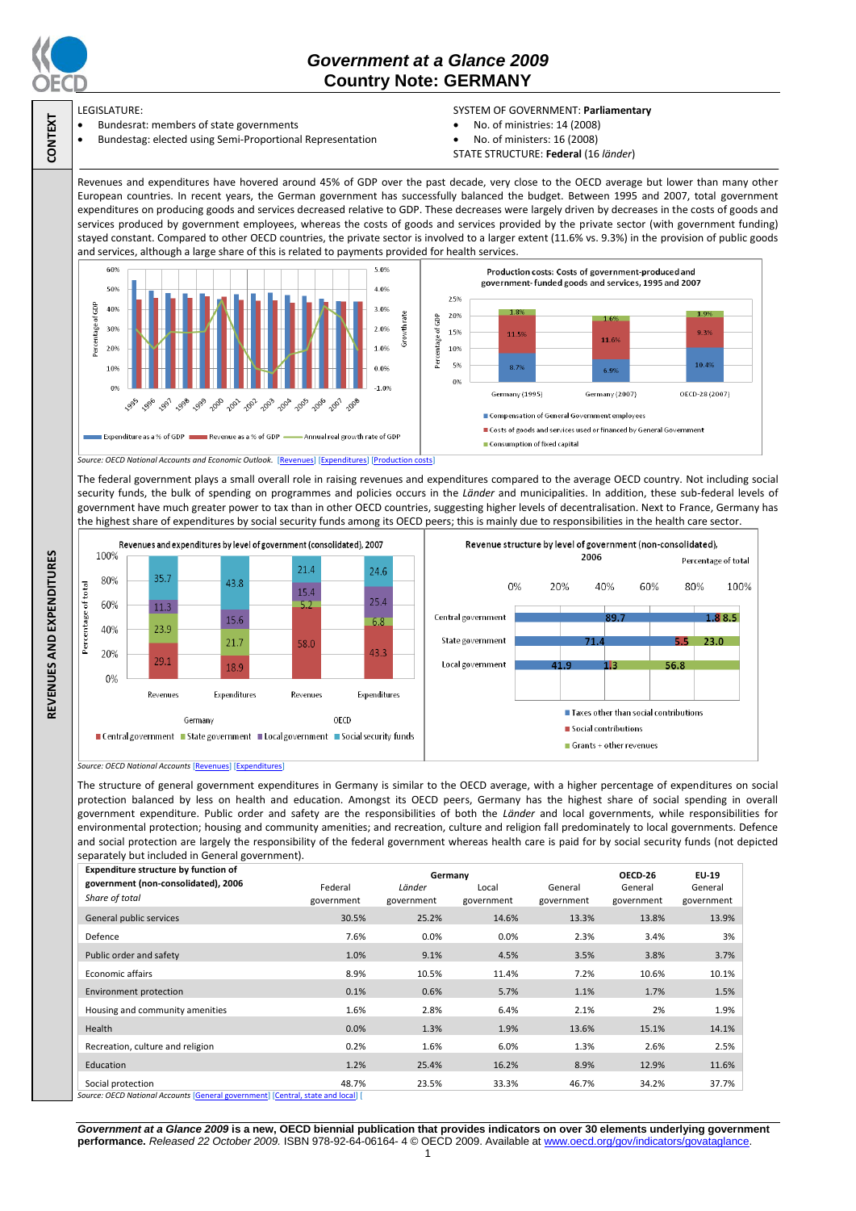# *Government at a Glance 2009*
## Country Note: GERMANY

**CONTEXT**

LEGISLATURE:
- Bundesrat: members of state governments
- Bundestag: elected using Semi-Proportional Representation

SYSTEM OF GOVERNMENT: **Parliamentary**
- No. of ministries: 14 (2008)
- No. of ministers: 16 (2008)

STATE STRUCTURE: **Federal** (16 *länder*)

**REVENUES AND EXPENDITURES**

Revenues and expenditures have hovered around 45% of GDP over the past decade, very close to the OECD average but lower than many other European countries. In recent years, the German government has successfully balanced the budget. Between 1995 and 2007, total government expenditures on producing goods and services decreased relative to GDP. These decreases were largely driven by decreases in the costs of goods and services produced by government employees, whereas the costs of goods and services provided by the private sector (with government funding) stayed constant. Compared to other OECD countries, the private sector is involved to a larger extent (11.6% vs. 9.3%) in the provision of public goods and services, although a large share of this is related to payments provided for health services.

Production costs: Costs of government-produced and government-funded goods and services, 1995 and 2007

| Percentage of GDP | Germany (1995) | Germany (2007) | OECD-28 (2007) |
|---|---|---|---|
| Compensation of General Government employees | 8.7% | 6.9% | 10.4% |
| Costs of goods and services used or financed by General Government | 11.5% | 11.6% | 9.3% |
| Consumption of fixed capital | 1.8% | 1.6% | 1.9% |

*Source: OECD National Accounts and Economic Outlook.* [Revenues] [Expenditures] [Production costs]

The federal government plays a small overall role in raising revenues and expenditures compared to the average OECD country. Not including social security funds, the bulk of spending on programmes and policies occurs in the *Länder* and municipalities. In addition, these sub-federal levels of government have much greater power to tax than in other OECD countries, suggesting higher levels of decentralization. Next to France, Germany has the highest share of social security funds among its OECD peers; this is mainly due to responsibilities in the health care sector.

Revenues and expenditures by level of government (consolidated), 2007

| Percentage of total | Germany Revenues | Germany Expenditures | OECD Revenues | OECD Expenditures |
|---|---|---|---|---|
| Central government | 29.1 | 18.9 | 58.0 | 43.3 |
| State government | 23.9 | 21.7 | 5.2 | 6.8 |
| Local government | 11.3 | 15.6 | 15.4 | 25.4 |
| Social security funds | 35.7 | 43.8 | 21.4 | 24.6 |

Revenue structure by level of government (non-consolidated), 2006

| Percentage of total | Taxes other than social contributions | Social contributions | Grants + other revenues |
|---|---|---|---|
| Central government | 89.7 | 1.8 | 8.5 |
| State government | 71.4 | 5.5 | 23.0 |
| Local government | 41.9 | 1.3 | 56.8 |

*Source: OECD National Accounts* [Revenues] [Expenditures]

The structure of general government expenditures in Germany is similar to the OECD average, with a higher percentage of expenditures on social protection balanced by less on health and education. Amongst its OECD peers, Germany has the highest share of social spending in overall government expenditure. Public order and safety are the responsibilities of both the *Länder* and local governments, while responsibilities for environmental protection; housing and community amenities; and recreation, culture and religion fall predominately to local governments. Defence and social protection are largely the responsibility of the federal government whereas health care is paid for by social security funds (not depicted separately but included in General government).

| **Expenditure structure by function of government (non-consolidated), 2006** *Share of total* | Germany Federal government | *Länder* government | Local government | General government | OECD-26 General government | EU-19 General government |
|---|---|---|---|---|---|---|
| General public services | 30.5% | 25.2% | 14.6% | 13.3% | 13.8% | 13.9% |
| Defence | 7.6% | 0.0% | 0.0% | 2.3% | 3.4% | 3% |
| Public order and safety | 1.0% | 9.1% | 4.5% | 3.5% | 3.8% | 3.7% |
| Economic affairs | 8.9% | 10.5% | 11.4% | 7.2% | 10.6% | 10.1% |
| Environment protection | 0.1% | 0.6% | 5.7% | 1.1% | 1.7% | 1.5% |
| Housing and community amenities | 1.6% | 2.8% | 6.4% | 2.1% | 2% | 1.9% |
| Health | 0.0% | 1.3% | 1.9% | 13.6% | 15.1% | 14.1% |
| Recreation, culture and religion | 0.2% | 1.6% | 6.0% | 1.3% | 2.6% | 2.5% |
| Education | 1.2% | 25.4% | 16.2% | 8.9% | 12.9% | 11.6% |
| Social protection | 48.7% | 23.5% | 33.3% | 46.7% | 34.2% | 37.7% |

*Source: OECD National Accounts* [General government] [Central, state and local] [

***Government at a Glance 2009* is a new, OECD biennial publication that provides indicators on over 30 elements underlying government performance.** *Released 22 October 2009.* ISBN 978-92-64-06164- 4 © OECD 2009. Available at www.oecd.org/gov/indicators/govataglance.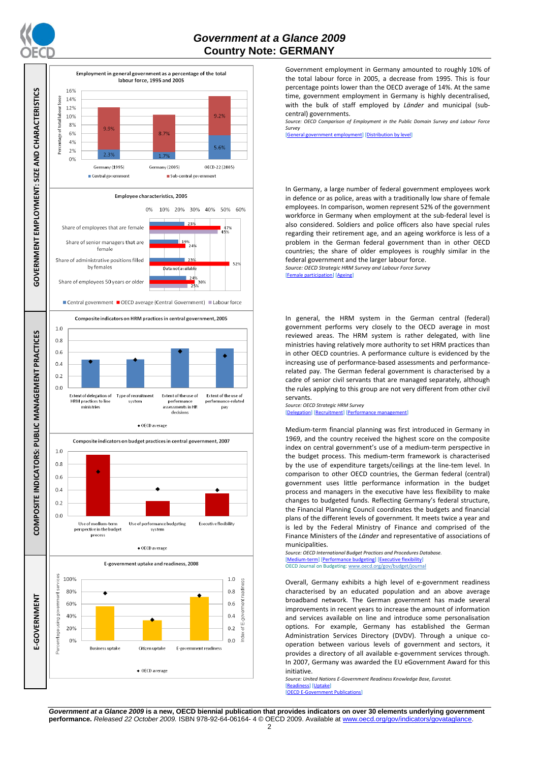# Government at a Glance 2009
## Country Note: GERMANY

## GOVERNMENT EMPLOYMENT: SIZE AND CHARACTERISTICS

**Employment in general government as a percentage of the total labour force, 1995 and 2005**

| | Central government | Sub-central government |
|---|---|---|
| Germany (1995) | 2.3% | 9.9% |
| Germany (2005) | 1.7% | 8.7% |
| OECD-22 (2005) | 5.6% | 9.2% |

Government employment in Germany amounted to roughly 10% of the total labour force in 2005, a decrease from 1995. This is four percentage points lower than the OECD average of 14%. At the same time, government employment in Germany is highly decentralised, with the bulk of staff employed by *Länder* and municipal (sub-central) governments.

*Source: OECD Comparison of Employment in the Public Domain Survey and Labour Force Survey*

[General government employment] [Distribution by level]

**Employee characteristics, 2005**

| | Central government | OECD average (Central Government) | Labour force |
|---|---|---|---|
| Share of employees that are female | 23% | 47% | 45% |
| Share of senior managers that are female | 19% | 24% | |
| Share of administrative positions filled by females | 23% | 52% | Data not available |
| Share of employees 50 years or older | 24% | 30% | 25% |

In Germany, a large number of federal government employees work in defence or as police, areas with a traditionally low share of female employees. In comparison, women represent 52% of the government workforce in Germany when employment at the sub-federal level is also considered. Soldiers and police officers also have special rules regarding their retirement age, and an ageing workforce is less of a problem in the German federal government than in other OECD countries; the share of older employees is roughly similar in the federal government and the larger labour force.

*Source: OECD Strategic HRM Survey and Labour Force Survey*

[Female participation] [Ageing]

## COMPOSITE INDICATORS: PUBLIC MANAGEMENT PRACTICES

**Composite indicators on HRM practices in central government, 2005**

Indicators: Extent of delegation of HRM practices to line ministries; Type of recruitment system; Extent of the use of performance assessments in HR decisions; Extent of the use of performance-related pay. ◆ OECD average

In general, the HRM system in the German central (federal) government performs very closely to the OECD average in most reviewed areas. The HRM system is rather delegated, with line ministries having relatively more authority to set HRM practices than in other OECD countries. A performance culture is evidenced by the increasing use of performance-based assessments and performance-related pay. The German federal government is characterised by a cadre of senior civil servants that are managed separately, although the rules applying to this group are not very different from other civil servants.

*Source: OECD Strategic HRM Survey*

[Delegation] [Recruitment] [Performance management]

**Composite indicators on budget practices in central government, 2007**

Indicators: Use of medium-term perspective in the budget process; Use of performance budgeting system; Executive flexibility. ◆ OECD average

Medium-term financial planning was first introduced in Germany in 1969, and the country received the highest score on the composite index on central government's use of a medium-term perspective in the budget process. This medium-term framework is characterised by the use of expenditure targets/ceilings at the line-tem level. In comparison to other OECD countries, the German federal (central) government uses little performance information in the budget process and managers in the executive have less flexibility to make changes to budgeted funds. Reflecting Germany's federal structure, the Financial Planning Council coordinates the budgets and financial plans of the different levels of government. It meets twice a year and is led by the Federal Ministry of Finance and comprised of the Finance Ministers of the *Länder* and representative of associations of municipalities.

*Source: OECD International Budget Practices and Procedures Database.*

[Medium-term] [Performance budgeting] [Executive flexibility]

OECD Journal on Budgeting: www.oecd.org/gov/budget/journal

## E-GOVERNMENT

**E-government uptake and readiness, 2008**

Indicators: Business uptake; Citizen uptake (percentage using government services); E-government readiness (index). ◆ OECD average

Overall, Germany exhibits a high level of e-government readiness characterised by an educated population and an above average broadband network. The German government has made several improvements in recent years to increase the amount of information and services available on line and introduce some personalisation options. For example, Germany has established the German Administration Services Directory (DVDV). Through a unique co-operation between various levels of government and sectors, it provides a directory of all available e-government services through. In 2007, Germany was awarded the EU eGovernment Award for this initiative.

*Source: United Nations E-Government Readiness Knowledge Base, Eurostat.*

[Readiness] [Uptake]

[OECD E-Government Publications]

***Government at a Glance 2009*** **is a new, OECD biennial publication that provides indicators on over 30 elements underlying government performance.** *Released 22 October 2009.* ISBN 978-92-64-06164- 4 © OECD 2009. Available at www.oecd.org/gov/indicators/govataglance.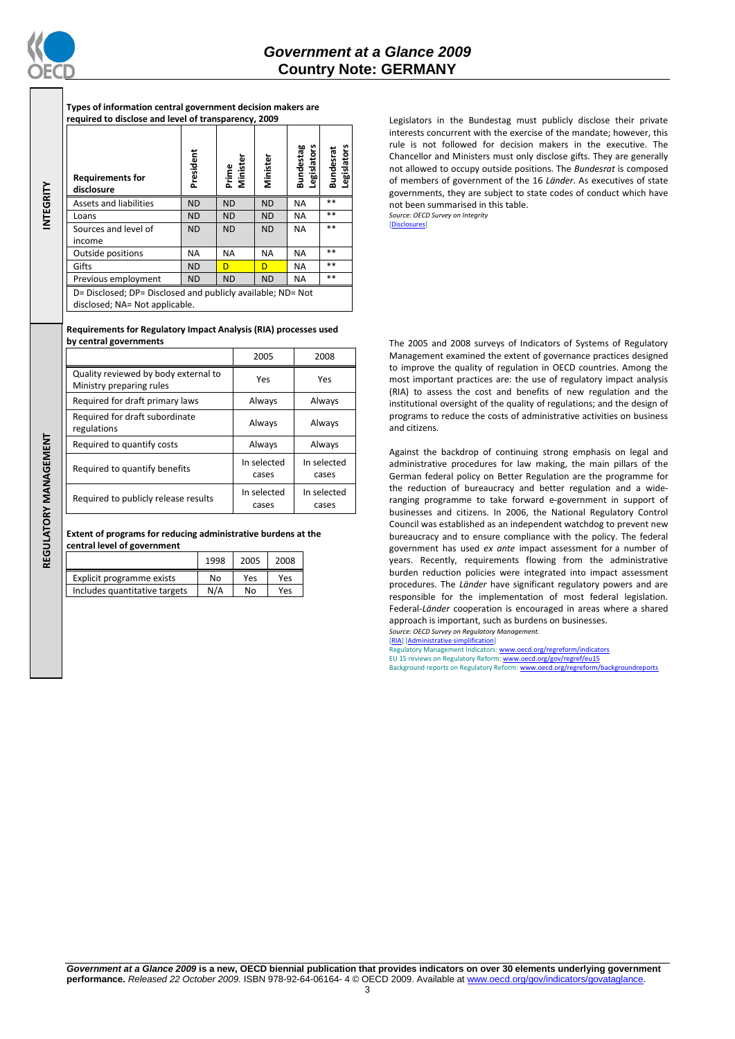## INTEGRITY

**Types of information central government decision makers are required to disclose and level of transparency, 2009**

| Requirements for disclosure | President | Prime Minister | Minister | Bundestag Legislators | Bundesrat Legislators |
|---|---|---|---|---|---|
| Assets and liabilities | ND | ND | ND | NA | ** |
| Loans | ND | ND | ND | NA | ** |
| Sources and level of income | ND | ND | ND | NA | ** |
| Outside positions | NA | NA | NA | NA | ** |
| Gifts | ND | D | D | NA | ** |
| Previous employment | ND | ND | ND | NA | ** |

D= Disclosed; DP= Disclosed and publicly available; ND= Not disclosed; NA= Not applicable.

Legislators in the Bundestag must publicly disclose their private interests concurrent with the exercise of the mandate; however, this rule is not followed for decision makers in the executive. The Chancellor and Ministers must only disclose gifts. They are generally not allowed to occupy outside positions. The *Bundesrat* is composed of members of government of the 16 *Länder*. As executives of state governments, they are subject to state codes of conduct which have not been summarised in this table.

*Source: OECD Survey on Integrity*

[Disclosures]

## REGULATORY MANAGEMENT

**Requirements for Regulatory Impact Analysis (RIA) processes used by central governments**

| | 2005 | 2008 |
|---|---|---|
| Quality reviewed by body external to Ministry preparing rules | Yes | Yes |
| Required for draft primary laws | Always | Always |
| Required for draft subordinate regulations | Always | Always |
| Required to quantify costs | Always | Always |
| Required to quantify benefits | In selected cases | In selected cases |
| Required to publicly release results | In selected cases | In selected cases |

**Extent of programs for reducing administrative burdens at the central level of government**

| | 1998 | 2005 | 2008 |
|---|---|---|---|
| Explicit programme exists | No | Yes | Yes |
| Includes quantitative targets | N/A | No | Yes |

The 2005 and 2008 surveys of Indicators of Systems of Regulatory Management examined the extent of governance practices designed to improve the quality of regulation in OECD countries. Among the most important practices are: the use of regulatory impact analysis (RIA) to assess the cost and benefits of new regulation and the institutional oversight of the quality of regulations; and the design of programs to reduce the costs of administrative activities on business and citizens.

Against the backdrop of continuing strong emphasis on legal and administrative procedures for law making, the main pillars of the German federal policy on Better Regulation are the programme for the reduction of bureaucracy and better regulation and a wide-ranging programme to take forward e-government in support of businesses and citizens. In 2006, the National Regulatory Control Council was established as an independent watchdog to prevent new bureaucracy and to ensure compliance with the policy. The federal government has used *ex ante* impact assessment for a number of years. Recently, requirements flowing from the administrative burden reduction policies were integrated into impact assessment procedures. The *Länder* have significant regulatory powers and are responsible for the implementation of most federal legislation. Federal-*Länder* cooperation is encouraged in areas where a shared approach is important, such as burdens on businesses.

*Source: OECD Survey on Regulatory Management.*

[RIA] [Administrative simplification]

Regulatory Management Indicators: www.oecd.org/regreform/indicators

EU 15 reviews on Regulatory Reform: www.oecd.org/gov/regref/eu15

Background reports on Regulatory Reform: www.oecd.org/regreform/backgroundreports

***Government at a Glance 2009* is a new, OECD biennial publication that provides indicators on over 30 elements underlying government performance.** *Released 22 October 2009.* ISBN 978-92-64-06164- 4 © OECD 2009. Available at www.oecd.org/gov/indicators/govataglance.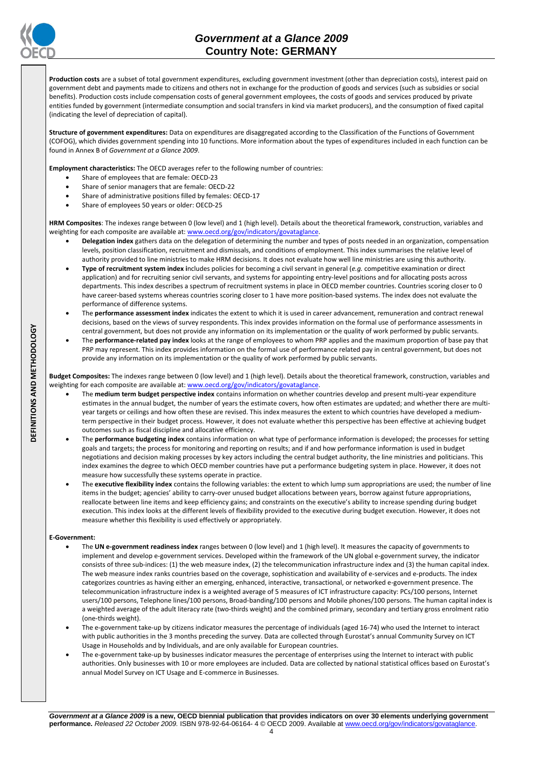**Production costs** are a subset of total government expenditures, excluding government investment (other than depreciation costs), interest paid on government debt and payments made to citizens and others not in exchange for the production of goods and services (such as subsidies or social benefits). Production costs include compensation costs of general government employees, the costs of goods and services produced by private entities funded by government (intermediate consumption and social transfers in kind via market producers), and the consumption of fixed capital (indicating the level of depreciation of capital).

**Structure of government expenditures:** Data on expenditures are disaggregated according to the Classification of the Functions of Government (COFOG), which divides government spending into 10 functions. More information about the types of expenditures included in each function can be found in Annex B of *Government at a Glance 2009*.

**Employment characteristics:** The OECD averages refer to the following number of countries:

- Share of employees that are female: OECD-23
- Share of senior managers that are female: OECD-22
- Share of administrative positions filled by females: OECD-17
- Share of employees 50 years or older: OECD-25

**HRM Composites**: The indexes range between 0 (low level) and 1 (high level). Details about the theoretical framework, construction, variables and weighting for each composite are available at: www.oecd.org/gov/indicators/govataglance.

- **Delegation index** gathers data on the delegation of determining the number and types of posts needed in an organization, compensation levels, position classification, recruitment and dismissals, and conditions of employment. This index summarises the relative level of authority provided to line ministries to make HRM decisions. It does not evaluate how well line ministries are using this authority.
- **Type of recruitment system index i**ncludes policies for becoming a civil servant in general (*e.g.* competitive examination or direct application) and for recruiting senior civil servants, and systems for appointing entry-level positions and for allocating posts across departments. This index describes a spectrum of recruitment systems in place in OECD member countries. Countries scoring closer to 0 have career-based systems whereas countries scoring closer to 1 have more position-based systems. The index does not evaluate the performance of difference systems.
- The **performance assessment index** indicates the extent to which it is used in career advancement, remuneration and contract renewal decisions, based on the views of survey respondents. This index provides information on the formal use of performance assessments in central government, but does not provide any information on its implementation or the quality of work performed by public servants.
- The **performance-related pay index** looks at the range of employees to whom PRP applies and the maximum proportion of base pay that PRP may represent. This index provides information on the formal use of performance related pay in central government, but does not provide any information on its implementation or the quality of work performed by public servants.

**Budget Composites:** The indexes range between 0 (low level) and 1 (high level). Details about the theoretical framework, construction, variables and weighting for each composite are available at: www.oecd.org/gov/indicators/govataglance.

- The **medium term budget perspective index** contains information on whether countries develop and present multi-year expenditure estimates in the annual budget, the number of years the estimate covers, how often estimates are updated; and whether there are multi-year targets or ceilings and how often these are revised. This index measures the extent to which countries have developed a medium-term perspective in their budget process. However, it does not evaluate whether this perspective has been effective at achieving budget outcomes such as fiscal discipline and allocative efficiency.
- The **performance budgeting index** contains information on what type of performance information is developed; the processes for setting goals and targets; the process for monitoring and reporting on results; and if and how performance information is used in budget negotiations and decision making processes by key actors including the central budget authority, the line ministries and politicians. This index examines the degree to which OECD member countries have put a performance budgeting system in place. However, it does not measure how successfully these systems operate in practice.
- The **executive flexibility index** contains the following variables: the extent to which lump sum appropriations are used; the number of line items in the budget; agencies' ability to carry-over unused budget allocations between years, borrow against future appropriations, reallocate between line items and keep efficiency gains; and constraints on the executive's ability to increase spending during budget execution. This index looks at the different levels of flexibility provided to the executive during budget execution. However, it does not measure whether this flexibility is used effectively or appropriately.

**E-Government:**

- The **UN e-government readiness index** ranges between 0 (low level) and 1 (high level). It measures the capacity of governments to implement and develop e-government services. Developed within the framework of the UN global e-government survey, the indicator consists of three sub-indices: (1) the web measure index, (2) the telecommunication infrastructure index and (3) the human capital index. The web measure index ranks countries based on the coverage, sophistication and availability of e-services and e-products. The index categorizes countries as having either an emerging, enhanced, interactive, transactional, or networked e-government presence. The telecommunication infrastructure index is a weighted average of 5 measures of ICT infrastructure capacity: PCs/100 persons, Internet users/100 persons, Telephone lines/100 persons, Broad-banding/100 persons and Mobile phones/100 persons. The human capital index is a weighted average of the adult literacy rate (two-thirds weight) and the combined primary, secondary and tertiary gross enrolment ratio (one-thirds weight).
- The e-government take-up by citizens indicator measures the percentage of individuals (aged 16-74) who used the Internet to interact with public authorities in the 3 months preceding the survey. Data are collected through Eurostat's annual Community Survey on ICT Usage in Households and by Individuals, and are only available for European countries.
- The e-government take-up by businesses indicator measures the percentage of enterprises using the Internet to interact with public authorities. Only businesses with 10 or more employees are included. Data are collected by national statistical offices based on Eurostat's annual Model Survey on ICT Usage and E-commerce in Businesses.